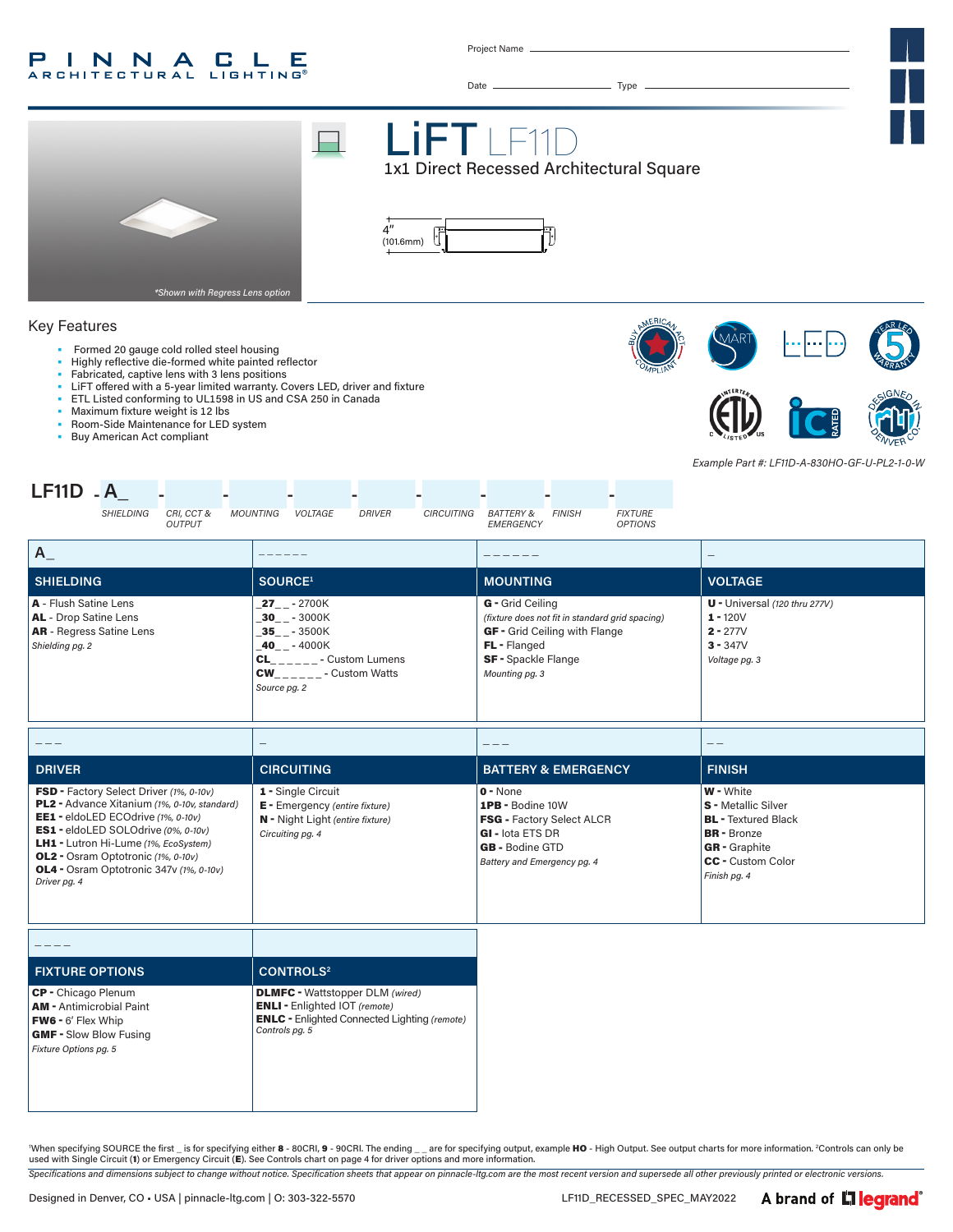# PINNACLE ARCHITECTURAL LIGHTING®

Project Name ______________________

Date ______________ Type ______________

# LiFT LF11D

## 1x1 Direct Recessed Architectural Square

*Shown with Regress Lens option

4" (101.6mm)

## Key Features

- Formed 20 gauge cold rolled steel housing
- Highly reflective die-formed white painted reflector
- Fabricated, captive lens with 3 lens positions
- LiFT offered with a 5-year limited warranty. Covers LED, driver and fixture
- ETL Listed conforming to UL1598 in US and CSA 250 in Canada
- Maximum fixture weight is 12 lbs
- Room-Side Maintenance for LED system
- Buy American Act compliant

*Example Part #: LF11D-A-830HO-GF-U-PL2-1-0-W*

**LF11D** - A_ - ___ - ___ - ___ - ___ - ___ - ___ - ___ - ___

*SHIELDING, CRI, CCT & OUTPUT, MOUNTING, VOLTAGE, DRIVER, CIRCUITING, BATTERY & EMERGENCY, FINISH, FIXTURE OPTIONS*

| A_ | _ _ _ _ _ _ | _ _ _ _ _ _ | _ |
|---|---|---|---|
| **SHIELDING** | **SOURCE[1]** | **MOUNTING** | **VOLTAGE** |
| **A** - Flush Satine Lens<br>**AL** - Drop Satine Lens<br>**AR** - Regress Satine Lens<br>*Shielding pg. 2* | **_27_ _** - 2700K<br>**_30_ _** - 3000K<br>**_35_ _** - 3500K<br>**_40_ _** - 4000K<br>**CL_ _ _ _ _ _** - Custom Lumens<br>**CW_ _ _ _ _ _** - Custom Watts<br>*Source pg. 2* | **G** - Grid Ceiling<br>*(fixture does not fit in standard grid spacing)*<br>**GF** - Grid Ceiling with Flange<br>**FL** - Flanged<br>**SF** - Spackle Flange<br>*Mounting pg. 3* | **U** - Universal *(120 thru 277V)*<br>**1** - 120V<br>**2** - 277V<br>**3** - 347V<br>*Voltage pg. 3* |

| _ _ _ | _ | _ _ _ | _ _ |
|---|---|---|---|
| **DRIVER** | **CIRCUITING** | **BATTERY & EMERGENCY** | **FINISH** |
| **FSD** - Factory Select Driver *(1%, 0-10v)*<br>**PL2** - Advance Xitanium *(1%, 0-10v, standard)*<br>**EE1** - eldoLED ECOdrive *(1%, 0-10v)*<br>**ES1** - eldoLED SOLOdrive *(0%, 0-10v)*<br>**LH1** - Lutron Hi-Lume *(1%, EcoSystem)*<br>**OL2** - Osram Optotronic *(1%, 0-10v)*<br>**OL4** - Osram Optotronic 347v *(1%, 0-10v)*<br>*Driver pg. 4* | **1** - Single Circuit<br>**E** - Emergency *(entire fixture)*<br>**N** - Night Light *(entire fixture)*<br>*Circuiting pg. 4* | **0** - None<br>**1PB** - Bodine 10W<br>**FSG** - Factory Select ALCR<br>**GI** - Iota ETS DR<br>**GB** - Bodine GTD<br>*Battery and Emergency pg. 4* | **W** - White<br>**S** - Metallic Silver<br>**BL** - Textured Black<br>**BR** - Bronze<br>**GR** - Graphite<br>**CC** - Custom Color<br>*Finish pg. 4* |

| _ _ _ _ | |
|---|---|
| **FIXTURE OPTIONS** | **CONTROLS[2]** |
| **CP** - Chicago Plenum<br>**AM** - Antimicrobial Paint<br>**FW6** - 6' Flex Whip<br>**GMF** - Slow Blow Fusing<br>*Fixture Options pg. 5* | **DLMFC** - Wattstopper DLM *(wired)*<br>**ENLI** - Enlighted IOT *(remote)*<br>**ENLC** - Enlighted Connected Lighting *(remote)*<br>*Controls pg. 5* |

[1]When specifying SOURCE the first _ is for specifying either **8** - 80CRI, **9** - 90CRI. The ending _ _ are for specifying output, example **HO** - High Output. See output charts for more information. [2]Controls can only be used with Single Circuit (**1**) or Emergency Circuit (**E**). See Controls chart on page 4 for driver options and more information.

*Specifications and dimensions subject to change without notice. Specification sheets that appear on pinnacle-ltg.com are the most recent version and supersede all other previously printed or electronic versions.*

Designed in Denver, CO • USA | pinnacle-ltg.com | O: 303-322-5570

LF11D_RECESSED_SPEC_MAY2022

A brand of legrand®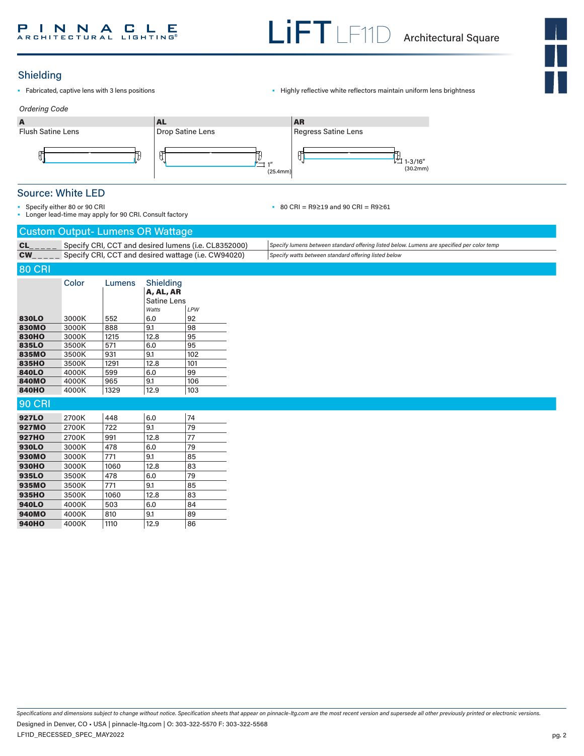## Shielding

- Fabricated, captive lens with 3 lens positions
- Highly reflective white reflectors maintain uniform lens brightness

*Ordering Code*

| A | AL | AR |
|---|---|---|
| Flush Satine Lens | Drop Satine Lens | Regress Satine Lens |
| | 1" (25.4mm) | 1-3/16" (30.2mm) |

## Source: White LED

- Specify either 80 or 90 CRI
- Longer lead-time may apply for 90 CRI. Consult factory
- 80 CRI = R9≥19 and 90 CRI = R9≥61

## Custom Output- Lumens OR Wattage

| | | |
|---|---|---|
| **CL_ _ _ _ _** | Specify CRI, CCT and desired lumens (i.e. CL8352000) | *Specify lumens between standard offering listed below. Lumens are specified per color temp* |
| **CW_ _ _ _ _** | Specify CRI, CCT and desired wattage (i.e. CW94020) | *Specify watts between standard offering listed below* |

## 80 CRI

| | Color | Lumens | Shielding **A, AL, AR** Satine Lens *Watts* | *LPW* |
|---|---|---|---|---|
| **830LO** | 3000K | 552 | 6.0 | 92 |
| **830MO** | 3000K | 888 | 9.1 | 98 |
| **830HO** | 3000K | 1215 | 12.8 | 95 |
| **835LO** | 3500K | 571 | 6.0 | 95 |
| **835MO** | 3500K | 931 | 9.1 | 102 |
| **835HO** | 3500K | 1291 | 12.8 | 101 |
| **840LO** | 4000K | 599 | 6.0 | 99 |
| **840MO** | 4000K | 965 | 9.1 | 106 |
| **840HO** | 4000K | 1329 | 12.9 | 103 |

## 90 CRI

| | Color | Lumens | Watts | LPW |
|---|---|---|---|---|
| **927LO** | 2700K | 448 | 6.0 | 74 |
| **927MO** | 2700K | 722 | 9.1 | 79 |
| **927HO** | 2700K | 991 | 12.8 | 77 |
| **930LO** | 3000K | 478 | 6.0 | 79 |
| **930MO** | 3000K | 771 | 9.1 | 85 |
| **930HO** | 3000K | 1060 | 12.8 | 83 |
| **935LO** | 3500K | 478 | 6.0 | 79 |
| **935MO** | 3500K | 771 | 9.1 | 85 |
| **935HO** | 3500K | 1060 | 12.8 | 83 |
| **940LO** | 4000K | 503 | 6.0 | 84 |
| **940MO** | 4000K | 810 | 9.1 | 89 |
| **940HO** | 4000K | 1110 | 12.9 | 86 |

*Specifications and dimensions subject to change without notice. Specification sheets that appear on pinnacle-ltg.com are the most recent version and supersede all other previously printed or electronic versions.*

Designed in Denver, CO • USA | pinnacle-ltg.com | O: 303-322-5570 F: 303-322-5568

LF11D_RECESSED_SPEC_MAY2022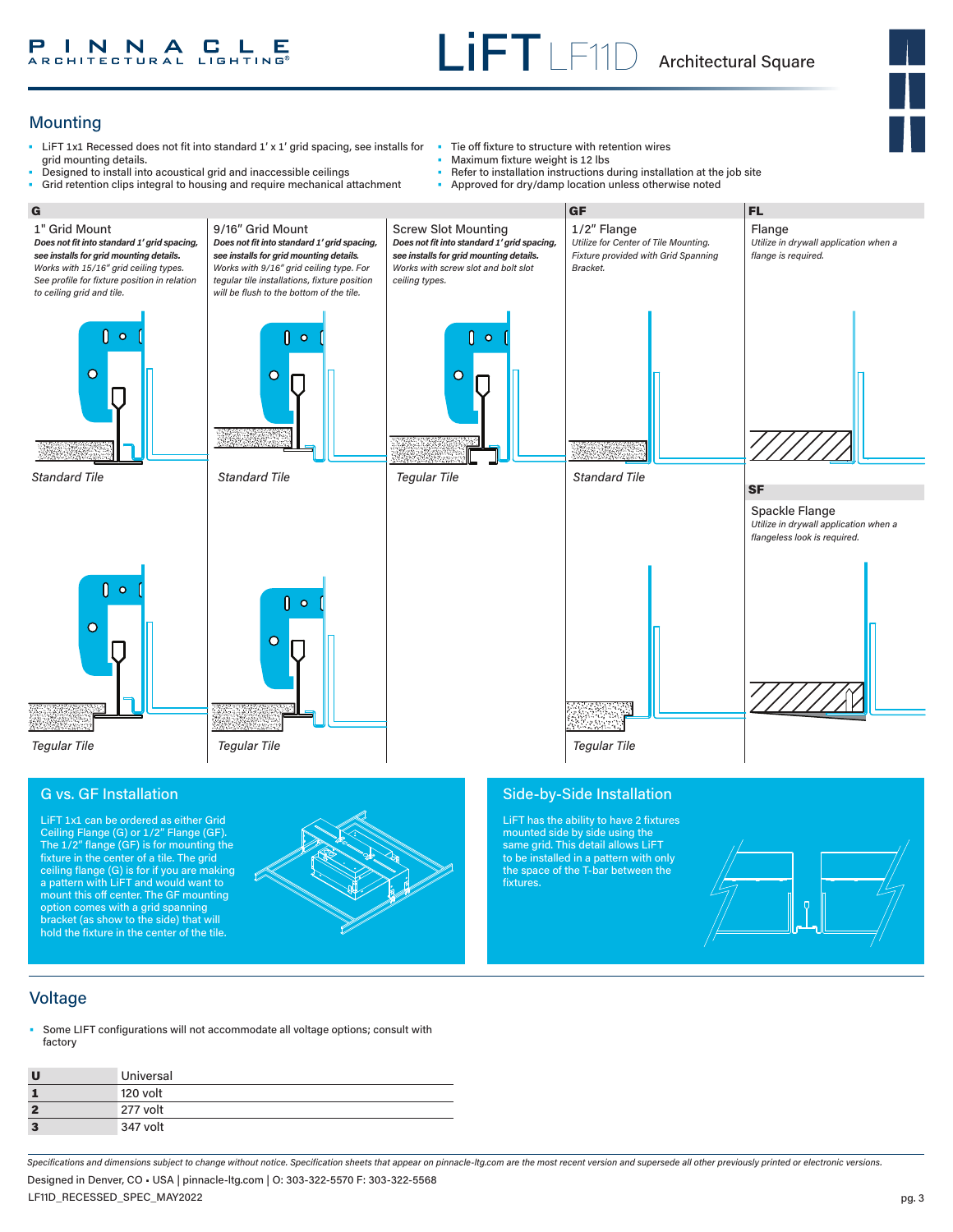## Mounting

- LiFT 1x1 Recessed does not fit into standard 1' x 1' grid spacing, see installs for grid mounting details.
- Designed to install into acoustical grid and inaccessible ceilings
- Grid retention clips integral to housing and require mechanical attachment
- Tie off fixture to structure with retention wires
- Maximum fixture weight is 12 lbs
- Refer to installation instructions during installation at the job site
- Approved for dry/damp location unless otherwise noted

### G

**1" Grid Mount**

***Does not fit into standard 1' grid spacing, see installs for grid mounting details.*** *Works with 15/16" grid ceiling types. See profile for fixture position in relation to ceiling grid and tile.*

*Standard Tile*

*Tegular Tile*

**9/16" Grid Mount**

***Does not fit into standard 1' grid spacing, see installs for grid mounting details.*** *Works with 9/16" grid ceiling type. For tegular tile installations, fixture position will be flush to the bottom of the tile.*

*Standard Tile*

*Tegular Tile*

**Screw Slot Mounting**

***Does not fit into standard 1' grid spacing, see installs for grid mounting details.*** *Works with screw slot and bolt slot ceiling types.*

*Tegular Tile*

### GF

**1/2" Flange**

*Utilize for Center of Tile Mounting. Fixture provided with Grid Spanning Bracket.*

*Standard Tile*

*Tegular Tile*

### FL

**Flange**

*Utilize in drywall application when a flange is required.*

### SF

**Spackle Flange**

*Utilize in drywall application when a flangeless look is required.*

### G vs. GF Installation

LiFT 1x1 can be ordered as either Grid Ceiling Flange (G) or 1/2" Flange (GF). The 1/2" flange (GF) is for mounting the fixture in the center of a tile. The grid ceiling flange (G) is for if you are making a pattern with LiFT and want to mount this off center. The GF mounting option comes with a grid spanning bracket (as show to the side) that will hold the fixture in the center of the tile.

### Side-by-Side Installation

LiFT has the ability to have 2 fixtures mounted side by side using the same grid. This detail allows LiFT to be installed in a pattern with only the space of the T-bar between the fixtures.

## Voltage

- Some LIFT configurations will not accommodate all voltage options; consult with factory

| | |
|---|---|
| **U** | Universal |
| **1** | 120 volt |
| **2** | 277 volt |
| **3** | 347 volt |

*Specifications and dimensions subject to change without notice. Specification sheets that appear on pinnacle-ltg.com are the most recent version and supersede all other previously printed or electronic versions.*

Designed in Denver, CO • USA | pinnacle-ltg.com | O: 303-322-5570 F: 303-322-5568

LF11D_RECESSED_SPEC_MAY2022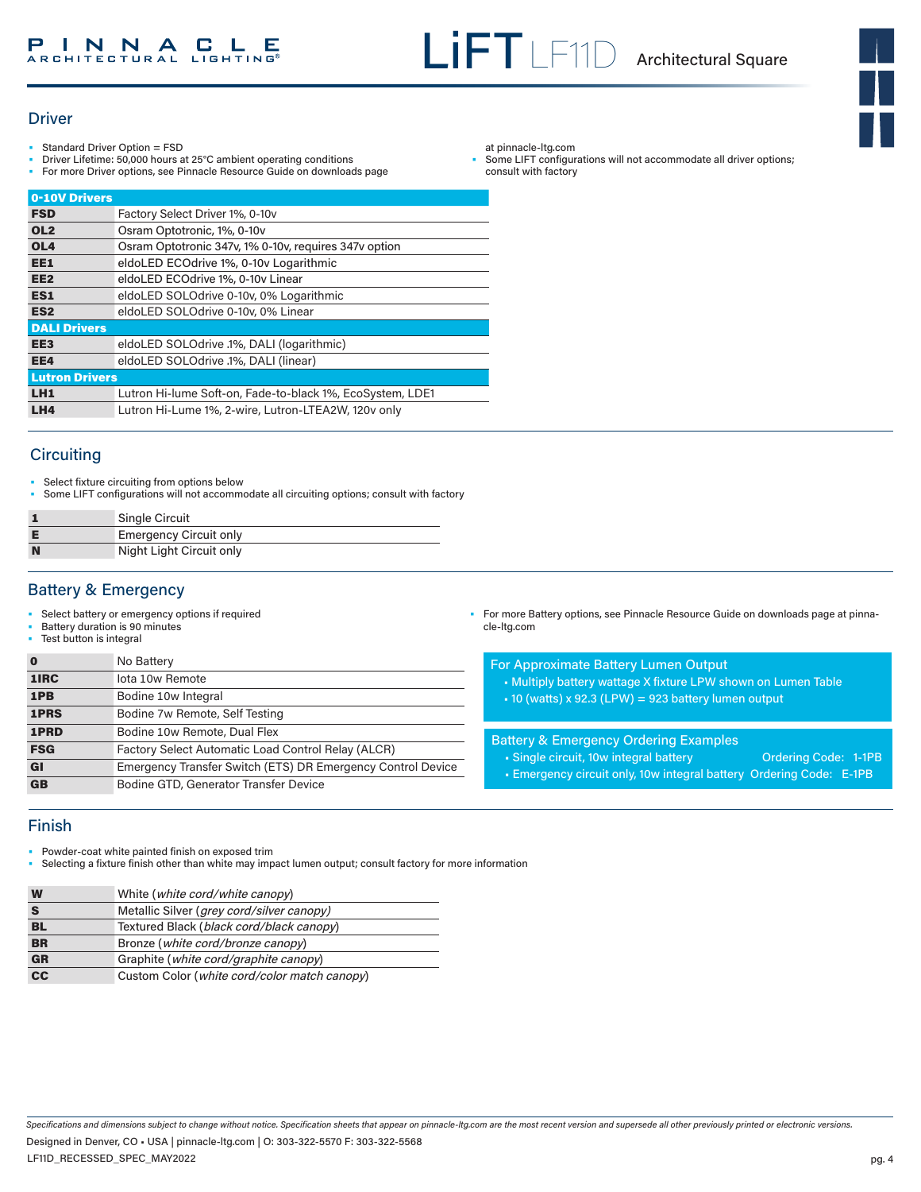## Driver

- Standard Driver Option = FSD
- Driver Lifetime: 50,000 hours at 25°C ambient operating conditions
- For more Driver options, see Pinnacle Resource Guide on downloads page at pinnacle-ltg.com
- Some LIFT configurations will not accommodate all driver options; consult with factory

| 0-10V Drivers | |
|---|---|
| **FSD** | Factory Select Driver 1%, 0-10v |
| **OL2** | Osram Optotronic, 1%, 0-10v |
| **OL4** | Osram Optotronic 347v, 1% 0-10v, requires 347v option |
| **EE1** | eldoLED ECOdrive 1%, 0-10v Logarithmic |
| **EE2** | eldoLED ECOdrive 1%, 0-10v Linear |
| **ES1** | eldoLED SOLOdrive 0-10v, 0% Logarithmic |
| **ES2** | eldoLED SOLOdrive 0-10v, 0% Linear |
| **DALI Drivers** | |
| **EE3** | eldoLED SOLOdrive .1%, DALI (logarithmic) |
| **EE4** | eldoLED SOLOdrive .1%, DALI (linear) |
| **Lutron Drivers** | |
| **LH1** | Lutron Hi-lume Soft-on, Fade-to-black 1%, EcoSystem, LDE1 |
| **LH4** | Lutron Hi-Lume 1%, 2-wire, Lutron-LTEA2W, 120v only |

## Circuiting

- Select fixture circuiting from options below
- Some LIFT configurations will not accommodate all circuiting options; consult with factory

| | |
|---|---|
| **1** | Single Circuit |
| **E** | Emergency Circuit only |
| **N** | Night Light Circuit only |

## Battery & Emergency

- Select battery or emergency options if required
- Battery duration is 90 minutes
- Test button is integral
- For more Battery options, see Pinnacle Resource Guide on downloads page at pinnacle-ltg.com

| | |
|---|---|
| **0** | No Battery |
| **1IRC** | Iota 10w Remote |
| **1PB** | Bodine 10w Integral |
| **1PRS** | Bodine 7w Remote, Self Testing |
| **1PRD** | Bodine 10w Remote, Dual Flex |
| **FSG** | Factory Select Automatic Load Control Relay (ALCR) |
| **GI** | Emergency Transfer Switch (ETS) DR Emergency Control Device |
| **GB** | Bodine GTD, Generator Transfer Device |

**For Approximate Battery Lumen Output**

- Multiply battery wattage X fixture LPW shown on Lumen Table
- 10 (watts) x 92.3 (LPW) = 923 battery lumen output

**Battery & Emergency Ordering Examples**

- Single circuit, 10w integral battery — Ordering Code: 1-1PB
- Emergency circuit only, 10w integral battery — Ordering Code: E-1PB

## Finish

- Powder-coat white painted finish on exposed trim
- Selecting a fixture finish other than white may impact lumen output; consult factory for more information

| | |
|---|---|
| **W** | White (*white cord/white canopy*) |
| **S** | Metallic Silver (*grey cord/silver canopy*) |
| **BL** | Textured Black (*black cord/black canopy*) |
| **BR** | Bronze (*white cord/bronze canopy*) |
| **GR** | Graphite (*white cord/graphite canopy*) |
| **CC** | Custom Color (*white cord/color match canopy*) |

*Specifications and dimensions subject to change without notice. Specification sheets that appear on pinnacle-ltg.com are the most recent version and supersede all other previously printed or electronic versions.*

Designed in Denver, CO • USA | pinnacle-ltg.com | O: 303-322-5570 F: 303-322-5568

LF11D_RECESSED_SPEC_MAY2022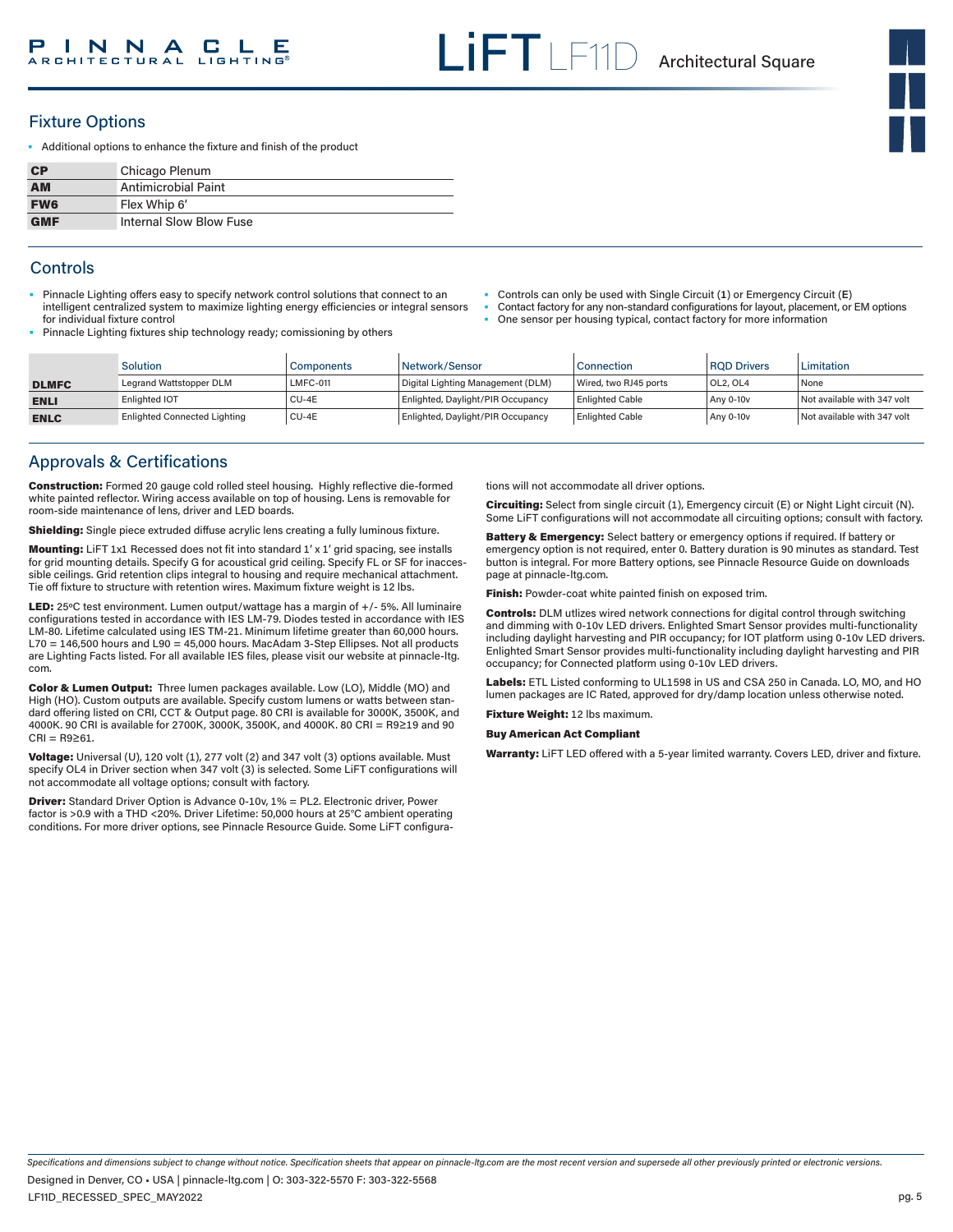## Fixture Options

- Additional options to enhance the fixture and finish of the product

| | |
|---|---|
| **CP** | Chicago Plenum |
| **AM** | Antimicrobial Paint |
| **FW6** | Flex Whip 6' |
| **GMF** | Internal Slow Blow Fuse |

## Controls

- Pinnacle Lighting offers easy to specify network control solutions that connect to an intelligent centralized system to maximize lighting energy efficiencies or integral sensors for individual fixture control
- Pinnacle Lighting fixtures ship technology ready; comissioning by others
- Controls can only be used with Single Circuit (**1**) or Emergency Circuit (**E**)
- Contact factory for any non-standard configurations for layout, placement, or EM options
- One sensor per housing typical, contact factory for more information

| | Solution | Components | Network/Sensor | Connection | RQD Drivers | Limitation |
|---|---|---|---|---|---|---|
| **DLMFC** | Legrand Wattstopper DLM | LMFC-011 | Digital Lighting Management (DLM) | Wired, two RJ45 ports | OL2, OL4 | None |
| **ENLI** | Enlighted IOT | CU-4E | Enlighted, Daylight/PIR Occupancy | Enlighted Cable | Any 0-10v | Not available with 347 volt |
| **ENLC** | Enlighted Connected Lighting | CU-4E | Enlighted, Daylight/PIR Occupancy | Enlighted Cable | Any 0-10v | Not available with 347 volt |

## Approvals & Certifications

**Construction:** Formed 20 gauge cold rolled steel housing. Highly reflective die-formed white painted reflector. Wiring access available on top of housing. Lens is removable for room-side maintenance of lens, driver and LED boards.

**Shielding:** Single piece extruded diffuse acrylic lens creating a fully luminous fixture.

**Mounting:** LiFT 1x1 Recessed does not fit into standard 1' x 1' grid spacing, see installs for grid mounting details. Specify G for acoustical grid ceiling. Specify FL or SF for inaccessible ceilings. Grid retention clips integral to housing and require mechanical attachment. Tie off fixture to structure with retention wires. Maximum fixture weight is 12 lbs.

**LED:** 25ºC test environment. Lumen output/wattage has a margin of +/- 5%. All luminaire configurations tested in accordance with IES LM-79. Diodes tested in accordance with IES LM-80. Lifetime calculated using IES TM-21. Minimum lifetime greater than 60,000 hours. L70 = 146,500 hours and L90 = 45,000 hours. MacAdam 3-Step Ellipses. Not all products are Lighting Facts listed. For all available IES files, please visit our website at pinnacle-ltg.com.

**Color & Lumen Output:** Three lumen packages available. Low (LO), Middle (MO) and High (HO). Custom outputs are available. Specify custom lumens or watts between standard offering listed on CRI, CCT & Output page. 80 CRI is available for 3000K, 3500K, and 4000K. 90 CRI is available for 2700K, 3000K, 3500K, and 4000K. 80 CRI = R9≥19 and 90 CRI = R9≥61.

**Voltage:** Universal (U), 120 volt (1), 277 volt (2) and 347 volt (3) options available. Must specify OL4 in Driver section when 347 volt (3) is selected. Some LiFT configurations will not accommodate all voltage options; consult with factory.

**Driver:** Standard Driver Option is Advance 0-10v, 1% = PL2. Electronic driver, Power factor is >0.9 with a THD <20%. Driver Lifetime: 50,000 hours at 25°C ambient operating conditions. For more driver options, see Pinnacle Resource Guide. Some LiFT configurations will not accommodate all driver options.

**Circuiting:** Select from single circuit (1), Emergency circuit (E) or Night Light circuit (N). Some LiFT configurations will not accommodate all circuiting options; consult with factory.

**Battery & Emergency:** Select battery or emergency options if required. If battery or emergency option is not required, enter 0. Battery duration is 90 minutes as standard. Test button is integral. For more Battery options, see Pinnacle Resource Guide on downloads page at pinnacle-ltg.com.

**Finish:** Powder-coat white painted finish on exposed trim.

**Controls:** DLM utlizes wired network connections for digital control through switching and dimming with 0-10v LED drivers. Enlighted Smart Sensor provides multi-functionality including daylight harvesting and PIR occupancy; for IOT platform using 0-10v LED drivers. Enlighted Smart Sensor provides multi-functionality including daylight harvesting and PIR occupancy; for Connected platform using 0-10v LED drivers.

**Labels:** ETL Listed conforming to UL1598 in US and CSA 250 in Canada. LO, MO, and HO lumen packages are IC Rated, approved for dry/damp location unless otherwise noted.

**Fixture Weight:** 12 lbs maximum.

**Buy American Act Compliant**

**Warranty:** LiFT LED offered with a 5-year limited warranty. Covers LED, driver and fixture.

*Specifications and dimensions subject to change without notice. Specification sheets that appear on pinnacle-ltg.com are the most recent version and supersede all other previously printed or electronic versions.*